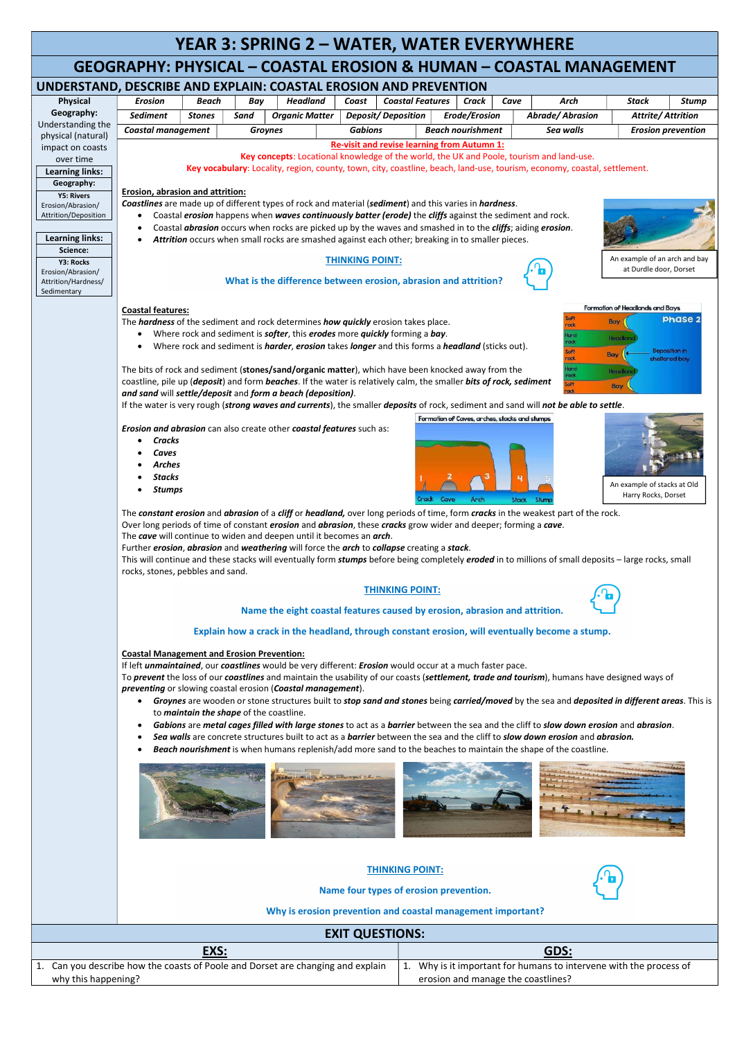# YEAR 3: SPRING 2 – WATER, WATER EVERYWHERE

## GEOGRAPHY: PHYSICAL – COASTAL EROSION & HUMAN – COASTAL MANAGEMENT

### UNDERSTAND, DESCRIBE AND EXPLAIN: COASTAL EROSION AND PREVENTION

**Physical Geography:** Understanding the physical (natural) impact on coasts over time

**Learning links:**
**Geography:**
**Y5: Rivers** Erosion/Abrasion/ Attrition/Deposition

**Learning links:**
**Science:**
**Y3: Rocks** Erosion/Abrasion/ Attrition/Hardness/ Sedimentary

| Erosion | Beach | Bay | Headland | Coast | Coastal Features | Crack | Cave | Arch | Stack | Stump |
|---|---|---|---|---|---|---|---|---|---|---|
| Sediment | Stones | Sand | Organic Matter | Deposit/ Deposition | | Erode/Erosion | | Abrade/ Abrasion | Attrite/ Attrition | |
| Coastal management | | Groynes | | Gabions | | Beach nourishment | | Sea walls | Erosion prevention | |

**Re-visit and revise learning from Autumn 1:**

**Key concepts**: Locational knowledge of the world, the UK and Poole, tourism and land-use.

**Key vocabulary**: Locality, region, county, town, city, coastline, beach, land-use, tourism, economy, coastal, settlement.

**Erosion, abrasion and attrition:**

***Coastlines*** are made up of different types of rock and material (***sediment***) and this varies in ***hardness***.

- Coastal ***erosion*** happens when ***waves continuously batter (erode)*** the ***cliffs*** against the sediment and rock.
- Coastal ***abrasion*** occurs when rocks are picked up by the waves and smashed in to the ***cliffs***; aiding ***erosion***.
- ***Attrition*** occurs when small rocks are smashed against each other; breaking in to smaller pieces.

An example of an arch and bay at Durdle door, Dorset

**THINKING POINT:**

**What is the difference between erosion, abrasion and attrition?**

**Coastal features:**

The ***hardness*** of the sediment and rock determines ***how quickly*** erosion takes place.

- Where rock and sediment is ***softer***, this ***erodes*** more ***quickly*** forming a ***bay***.
- Where rock and sediment is ***harder***, ***erosion*** takes ***longer*** and this forms a ***headland*** (sticks out).

Formation of Headlands and Bays

The bits of rock and sediment (**stones/sand/organic matter**), which have been knocked away from the coastline, pile up (***deposit***) and form ***beaches***. If the water is relatively calm, the smaller ***bits of rock, sediment and sand*** will ***settle/deposit*** and ***form a beach (deposition)***.

If the water is very rough (***strong waves and currents***), the smaller ***deposits*** of rock, sediment and sand will ***not be able to settle***.

***Erosion and abrasion*** can also create other ***coastal features*** such as:

- ***Cracks***
- ***Caves***
- ***Arches***
- ***Stacks***
- ***Stumps***

Formation of Caves, arches, stacks and stumps

An example of stacks at Old Harry Rocks, Dorset

The ***constant erosion*** and ***abrasion*** of a ***cliff*** or ***headland,*** over long periods of time, form ***cracks*** in the weakest part of the rock.
Over long periods of time of constant ***erosion*** and ***abrasion***, these ***cracks*** grow wider and deeper; forming a ***cave***.
The ***cave*** will continue to widen and deepen until it becomes an ***arch***.
Further ***erosion***, ***abrasion*** and ***weathering*** will force the ***arch*** to ***collapse*** creating a ***stack***.
This will continue and these stacks will eventually form ***stumps*** before being completely ***eroded*** in to millions of small deposits – large rocks, small rocks, stones, pebbles and sand.

**THINKING POINT:**

**Name the eight coastal features caused by erosion, abrasion and attrition.**

**Explain how a crack in the headland, through constant erosion, will eventually become a stump.**

**Coastal Management and Erosion Prevention:**

If left ***unmaintained***, our ***coastlines*** would be very different: ***Erosion*** would occur at a much faster pace.
To ***prevent*** the loss of our ***coastlines*** and maintain the usability of our coasts (***settlement, trade and tourism***), humans have designed ways of ***preventing*** or slowing coastal erosion (***Coastal management***).

- ***Groynes*** are wooden or stone structures built to ***stop sand and stones*** being ***carried/moved*** by the sea and ***deposited in different areas***. This is to ***maintain the shape*** of the coastline.
- ***Gabions*** are ***metal cages filled with large stones*** to act as a ***barrier*** between the sea and the cliff to ***slow down erosion*** and ***abrasion***.
- ***Sea walls*** are concrete structures built to act as a ***barrier*** between the sea and the cliff to ***slow down erosion*** and ***abrasion.***
- ***Beach nourishment*** is when humans replenish/add more sand to the beaches to maintain the shape of the coastline.

**THINKING POINT:**

**Name four types of erosion prevention.**

**Why is erosion prevention and coastal management important?**

## EXIT QUESTIONS:

| EXS: | GDS: |
|---|---|
| 1. Can you describe how the coasts of Poole and Dorset are changing and explain why this happening? | 1. Why is it important for humans to intervene with the process of erosion and manage the coastlines? |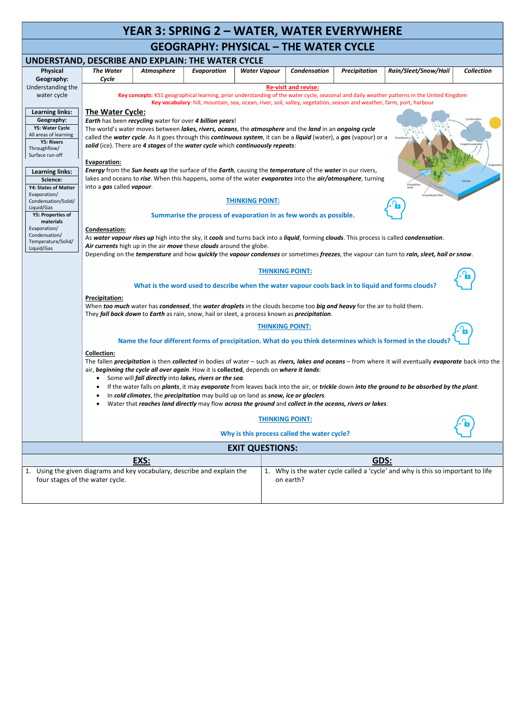# YEAR 3: SPRING 2 – WATER, WATER EVERYWHERE

## GEOGRAPHY: PHYSICAL – THE WATER CYCLE

### UNDERSTAND, DESCRIBE AND EXPLAIN: THE WATER CYCLE

| Physical Geography: | *The Water Cycle* | *Atmosphere* | *Evaporation* | *Water Vapour* | *Condensation* | *Precipitation* | *Rain/Sleet/Snow/Hail* | *Collection* |
|---|---|---|---|---|---|---|---|---|

Understanding the water cycle

**Re-visit and revise:**

**Key concepts**: KS1 geographical learning, prior understanding of the water cycle, seasonal and daily weather patterns in the United Kingdom
**Key vocabulary**: hill, mountain, sea, ocean, river, soil, valley, vegetation, season and weather, farm, port, harbour

**Learning links:**
**Geography:**
**Y5: Water Cycle**
All areas of learning
**Y5: Rivers**
Throughflow/
Surface run-off

**Learning links:**
**Science:**
**Y4: States of Matter**
Evaporation/
Condensation/Solid/
Liquid/Gas
**Y5: Properties of materials**
Evaporation/
Condensation/
Temperature/Solid/
Liquid/Gas

## The Water Cycle:

***Earth*** has been ***recycling*** water for over ***4 billion years***!
The world's water moves between ***lakes, rivers, oceans***, the ***atmosphere*** and the ***land*** in an ***ongoing cycle*** called the ***water cycle***. As it goes through this ***continuous system***, it can be a ***liquid*** (water), a ***gas*** (vapour) or a ***solid*** (ice). There are ***4 stages*** of the ***water cycle*** which ***continuously repeats***:

**Evaporation:**
***Energy*** from the ***Sun heats up*** the surface of the ***Earth***, causing the ***temperature*** of the ***water*** in our rivers, lakes and oceans to ***rise***. When this happens, some of the water ***evaporates*** into the ***air/atmosphere***, turning into a ***gas*** called ***vapour***.

**THINKING POINT:**

**Summarise the process of evaporation in as few words as possible.**

**Condensation:**
As ***water vapour rises up*** high into the sky, it ***cools*** and turns back into a ***liquid***, forming ***clouds***. This process is called ***condensation***.
***Air currents*** high up in the air ***move*** these ***clouds*** around the globe.
Depending on the ***temperature*** and how ***quickly*** the ***vapour condenses*** or sometimes ***freezes***, the vapour can turn to ***rain, sleet, hail or snow***.

**THINKING POINT:**

**What is the word used to describe when the water vapour cools back in to liquid and forms clouds?**

**Precipitation:**
When ***too much*** water has ***condensed***, the ***water droplets*** in the clouds become too ***big and heavy*** for the air to hold them.
They ***fall back down*** to ***Earth*** as rain, snow, hail or sleet, a process known as ***precipitation***.

**THINKING POINT:**

**Name the four different forms of precipitation. What do you think determines which is formed in the clouds?**

**Collection:**
The fallen ***precipitation*** is then ***collected*** in bodies of water – such as ***rivers, lakes and oceans*** – from where it will eventually ***evaporate*** back into the air, ***beginning the cycle all over again***. How it is **collected**, depends on ***where it lands***:

- Some will ***fall directly*** into ***lakes, rivers or the sea***.
- If the water falls on ***plants***, it may ***evaporate*** from leaves back into the air, or ***trickle*** down ***into the ground to be absorbed by the plant***.
- In ***cold climates***, the ***precipitation*** may build up on land as ***snow, ice or glaciers***.
- Water that ***reaches land directly*** may flow ***across the ground*** and ***collect in the oceans, rivers or lakes***.

**THINKING POINT:**

**Why is this process called the water cycle?**

## EXIT QUESTIONS:

| EXS: | GDS: |
|---|---|
| 1. Using the given diagrams and key vocabulary, describe and explain the four stages of the water cycle. | 1. Why is the water cycle called a 'cycle' and why is this so important to life on earth? |